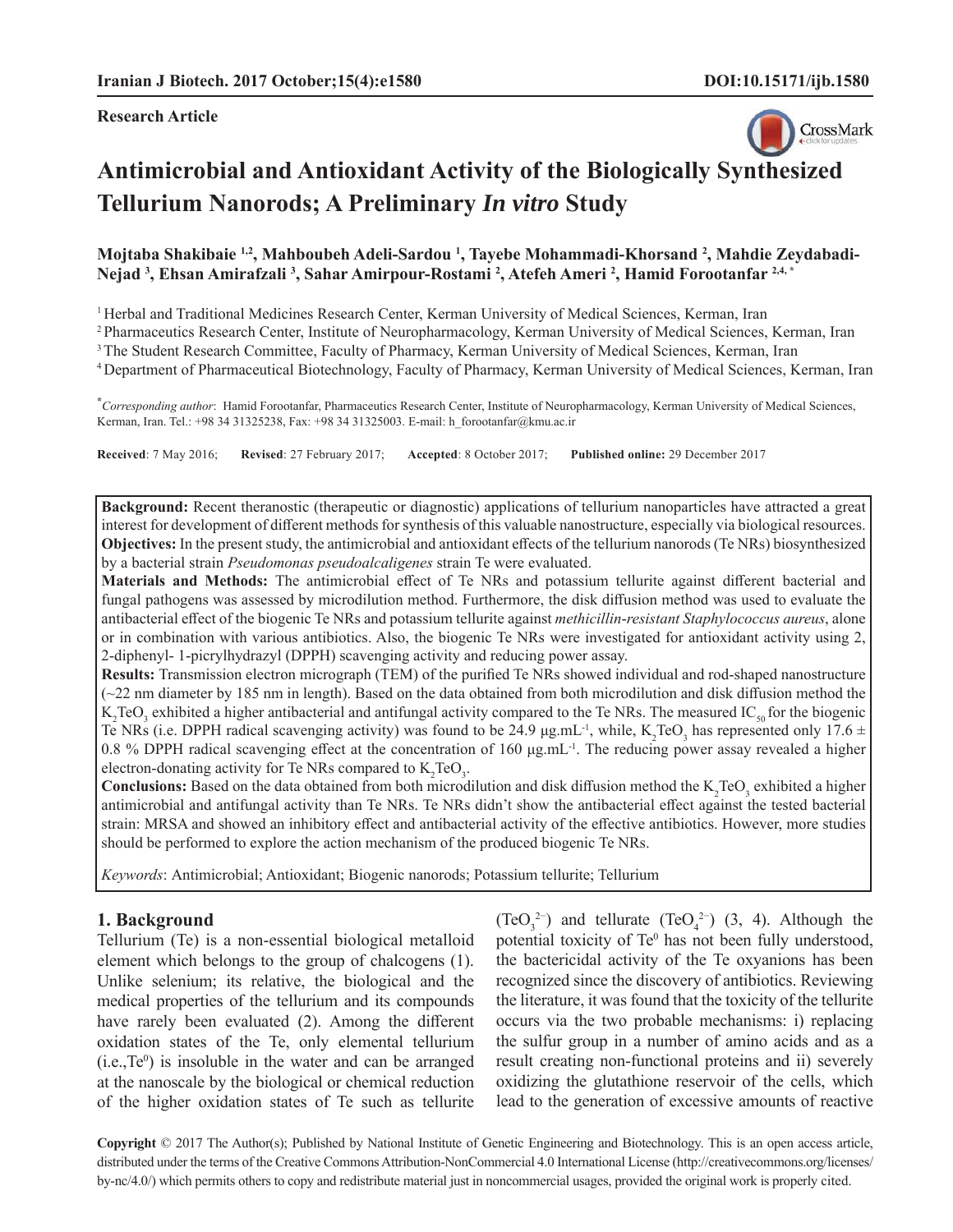**Research Article**

# Antimicrobial and Antioxidant Activity of the Biologically Synthesized Tellurium Nanorods; A Preliminary *In vitro* Study

**Mojtaba Shakibaie [1,2], Mahboubeh Adeli-Sardou [1], Tayebe Mohammadi-Khorsand [2], Mahdie Zeydabadi-Nejad [3], Ehsan Amirafzali [3], Sahar Amirpour-Rostami [2], Atefeh Ameri [2], Hamid Forootanfar [2,4,*]**

[1] Herbal and Traditional Medicines Research Center, Kerman University of Medical Sciences, Kerman, Iran

[2] Pharmaceutics Research Center, Institute of Neuropharmacology, Kerman University of Medical Sciences, Kerman, Iran

[3] The Student Research Committee, Faculty of Pharmacy, Kerman University of Medical Sciences, Kerman, Iran

[4] Department of Pharmaceutical Biotechnology, Faculty of Pharmacy, Kerman University of Medical Sciences, Kerman, Iran

[*] *Corresponding author*: Hamid Forootanfar, Pharmaceutics Research Center, Institute of Neuropharmacology, Kerman University of Medical Sciences, Kerman, Iran. Tel.: +98 34 31325238, Fax: +98 34 31325003. E-mail: h_forootanfar@kmu.ac.ir

**Received**: 7 May 2016; **Revised**: 27 February 2017; **Accepted**: 8 October 2017; **Published online:** 29 December 2017

**Background:** Recent theranostic (therapeutic or diagnostic) applications of tellurium nanoparticles have attracted a great interest for development of different methods for synthesis of this valuable nanostructure, especially via biological resources.
**Objectives:** In the present study, the antimicrobial and antioxidant effects of the tellurium nanorods (Te NRs) biosynthesized by a bacterial strain *Pseudomonas pseudoalcaligenes* strain Te were evaluated.
**Materials and Methods:** The antimicrobial effect of Te NRs and potassium tellurite against different bacterial and fungal pathogens was assessed by microdilution method. Furthermore, the disk diffusion method was used to evaluate the antibacterial effect of the biogenic Te NRs and potassium tellurite against *methicillin-resistant Staphylococcus aureus*, alone or in combination with various antibiotics. Also, the biogenic Te NRs were investigated for antioxidant activity using 2, 2-diphenyl- 1-picrylhydrazyl (DPPH) scavenging activity and reducing power assay.
**Results:** Transmission electron micrograph (TEM) of the purified Te NRs showed individual and rod-shaped nanostructure (~22 nm diameter by 185 nm in length). Based on the data obtained from both microdilution and disk diffusion method the $K_2TeO_3$ exhibited a higher antibacterial and antifungal activity compared to the Te NRs. The measured $IC_{50}$ for the biogenic Te NRs (i.e. DPPH radical scavenging activity) was found to be 24.9 μg.mL$^{-1}$, while, $K_2TeO_3$ has represented only 17.6 ± 0.8 % DPPH radical scavenging effect at the concentration of 160 μg.mL$^{-1}$. The reducing power assay revealed a higher electron-donating activity for Te NRs compared to $K_2TeO_3$.
**Conclusions:** Based on the data obtained from both microdilution and disk diffusion method the $K_2TeO_3$ exhibited a higher antimicrobial and antifungal activity than Te NRs. Te NRs didn't show the antibacterial effect against the tested bacterial strain: MRSA and showed an inhibitory effect and antibacterial activity of the effective antibiotics. However, more studies should be performed to explore the action mechanism of the produced biogenic Te NRs.

*Keywords*: Antimicrobial; Antioxidant; Biogenic nanorods; Potassium tellurite; Tellurium

## 1. Background

Tellurium (Te) is a non-essential biological metalloid element which belongs to the group of chalcogens (1). Unlike selenium; its relative, the biological and the medical properties of the tellurium and its compounds have rarely been evaluated (2). Among the different oxidation states of the Te, only elemental tellurium (i.e.,$Te^0$) is insoluble in the water and can be arranged at the nanoscale by the biological or chemical reduction of the higher oxidation states of Te such as tellurite ($TeO_3^{2-}$) and tellurate ($TeO_4^{2-}$) (3, 4). Although the potential toxicity of $Te^0$ has not been fully understood, the bactericidal activity of the Te oxyanions has been recognized since the discovery of antibiotics. Reviewing the literature, it was found that the toxicity of the tellurite occurs via the two probable mechanisms: i) replacing the sulfur group in a number of amino acids and as a result creating non-functional proteins and ii) severely oxidizing the glutathione reservoir of the cells, which lead to the generation of excessive amounts of reactive

**Copyright** © 2017 The Author(s); Published by National Institute of Genetic Engineering and Biotechnology. This is an open access article, distributed under the terms of the Creative Commons Attribution-NonCommercial 4.0 International License (http://creativecommons.org/licenses/by-nc/4.0/) which permits others to copy and redistribute material just in noncommercial usages, provided the original work is properly cited.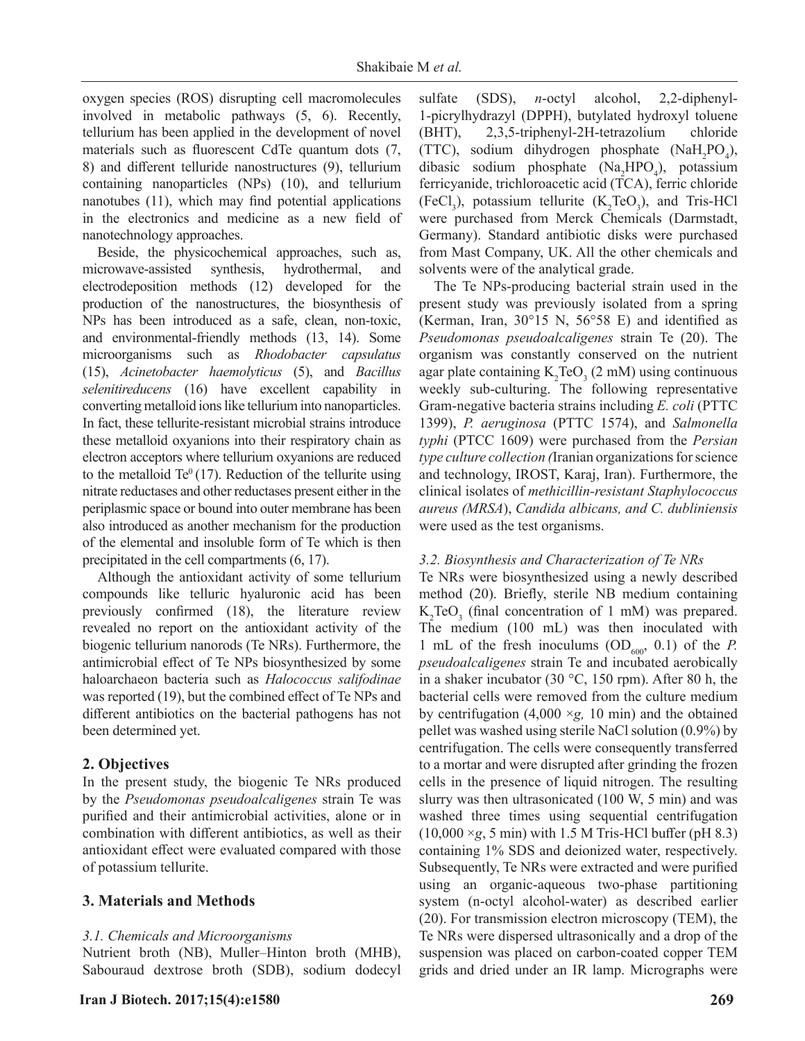oxygen species (ROS) disrupting cell macromolecules involved in metabolic pathways (5, 6). Recently, tellurium has been applied in the development of novel materials such as fluorescent CdTe quantum dots (7, 8) and different telluride nanostructures (9), tellurium containing nanoparticles (NPs) (10), and tellurium nanotubes (11), which may find potential applications in the electronics and medicine as a new field of nanotechnology approaches.

Beside, the physicochemical approaches, such as, microwave-assisted synthesis, hydrothermal, and electrodeposition methods (12) developed for the production of the nanostructures, the biosynthesis of NPs has been introduced as a safe, clean, non-toxic, and environmental-friendly methods (13, 14). Some microorganisms such as *Rhodobacter capsulatus* (15), *Acinetobacter haemolyticus* (5), and *Bacillus selenitireducens* (16) have excellent capability in converting metalloid ions like tellurium into nanoparticles. In fact, these tellurite-resistant microbial strains introduce these metalloid oxyanions into their respiratory chain as electron acceptors where tellurium oxyanions are reduced to the metalloid $Te^0$ (17). Reduction of the tellurite using nitrate reductases and other reductases present either in the periplasmic space or bound into outer membrane has been also introduced as another mechanism for the production of the elemental and insoluble form of Te which is then precipitated in the cell compartments (6, 17).

Although the antioxidant activity of some tellurium compounds like telluric hyaluronic acid has been previously confirmed (18), the literature review revealed no report on the antioxidant activity of the biogenic tellurium nanorods (Te NRs). Furthermore, the antimicrobial effect of Te NPs biosynthesized by some haloarchaeon bacteria such as *Halococcus salifodinae* was reported (19), but the combined effect of Te NPs and different antibiotics on the bacterial pathogens has not been determined yet.

## 2. Objectives

In the present study, the biogenic Te NRs produced by the *Pseudomonas pseudoalcaligenes* strain Te was purified and their antimicrobial activities, alone or in combination with different antibiotics, as well as their antioxidant effect were evaluated compared with those of potassium tellurite.

## 3. Materials and Methods

### *3.1. Chemicals and Microorganisms*

Nutrient broth (NB), Muller–Hinton broth (MHB), Sabouraud dextrose broth (SDB), sodium dodecyl sulfate (SDS), *n*-octyl alcohol, 2,2-diphenyl-1-picrylhydrazyl (DPPH), butylated hydroxyl toluene (BHT), 2,3,5-triphenyl-2H-tetrazolium chloride (TTC), sodium dihydrogen phosphate ($NaH_2PO_4$), dibasic sodium phosphate ($Na_2HPO_4$), potassium ferricyanide, trichloroacetic acid (TCA), ferric chloride ($FeCl_3$), potassium tellurite ($K_2TeO_3$), and Tris-HCl were purchased from Merck Chemicals (Darmstadt, Germany). Standard antibiotic disks were purchased from Mast Company, UK. All the other chemicals and solvents were of the analytical grade.

The Te NPs-producing bacterial strain used in the present study was previously isolated from a spring (Kerman, Iran, 30°15 N, 56°58 E) and identified as *Pseudomonas pseudoalcaligenes* strain Te (20). The organism was constantly conserved on the nutrient agar plate containing $K_2TeO_3$ (2 mM) using continuous weekly sub-culturing. The following representative Gram-negative bacteria strains including *E. coli* (PTTC 1399), *P. aeruginosa* (PTTC 1574), and *Salmonella typhi* (PTCC 1609) were purchased from the *Persian type culture collection (*Iranian organizations for science and technology, IROST, Karaj, Iran). Furthermore, the clinical isolates of *methicillin-resistant Staphylococcus aureus (MRSA*), *Candida albicans, and C. dubliniensis* were used as the test organisms.

### *3.2. Biosynthesis and Characterization of Te NRs*

Te NRs were biosynthesized using a newly described method (20). Briefly, sterile NB medium containing $K_2TeO_3$ (final concentration of 1 mM) was prepared. The medium (100 mL) was then inoculated with 1 mL of the fresh inoculums ($OD_{600}$, 0.1) of the *P. pseudoalcaligenes* strain Te and incubated aerobically in a shaker incubator (30 °C, 150 rpm). After 80 h, the bacterial cells were removed from the culture medium by centrifugation (4,000 ×*g,* 10 min) and the obtained pellet was washed using sterile NaCl solution (0.9%) by centrifugation. The cells were consequently transferred to a mortar and were disrupted after grinding the frozen cells in the presence of liquid nitrogen. The resulting slurry was then ultrasonicated (100 W, 5 min) and was washed three times using sequential centrifugation (10,000 ×*g*, 5 min) with 1.5 M Tris-HCl buffer (pH 8.3) containing 1% SDS and deionized water, respectively. Subsequently, Te NRs were extracted and were purified using an organic-aqueous two-phase partitioning system (n-octyl alcohol-water) as described earlier (20). For transmission electron microscopy (TEM), the Te NRs were dispersed ultrasonically and a drop of the suspension was placed on carbon-coated copper TEM grids and dried under an IR lamp. Micrographs were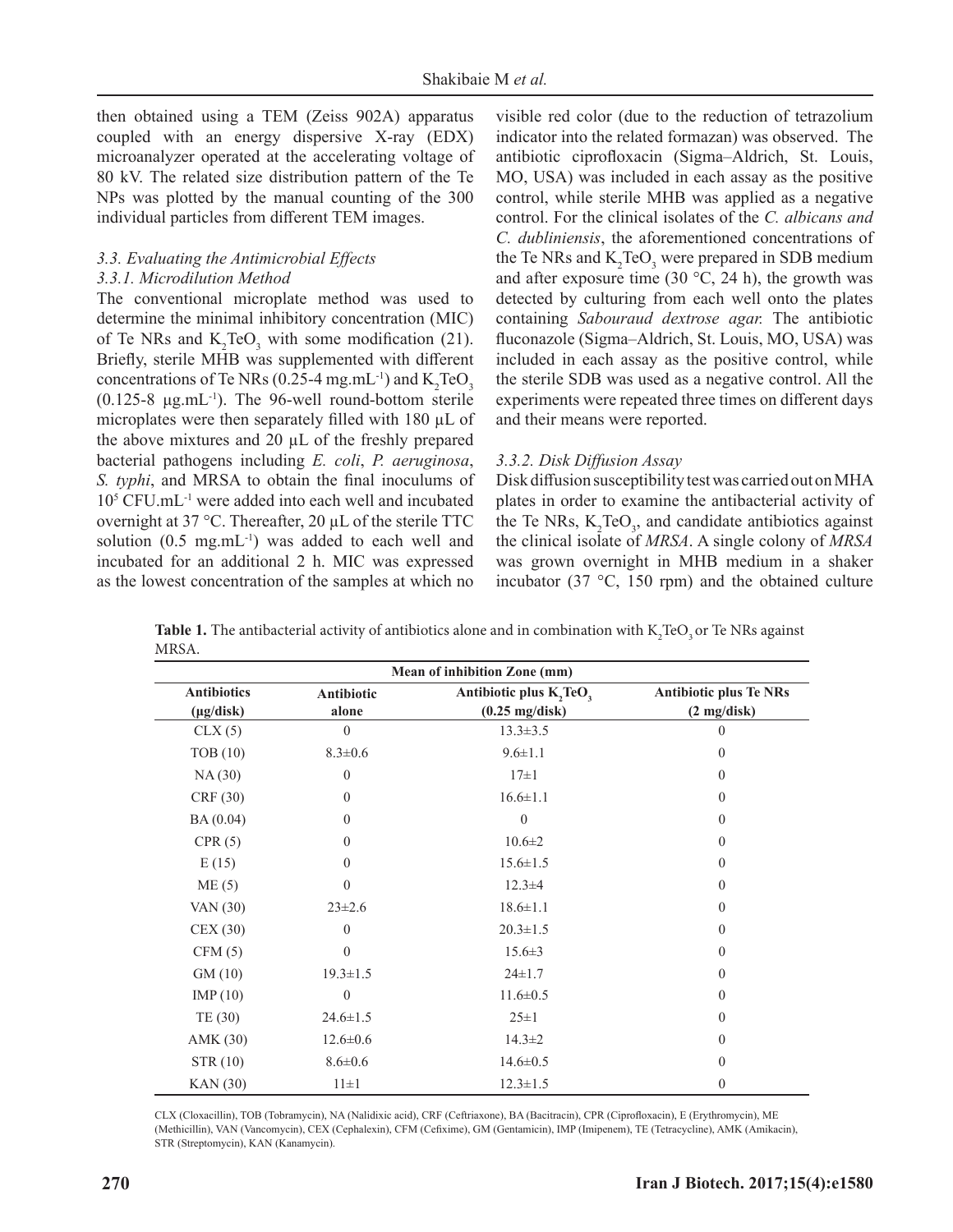then obtained using a TEM (Zeiss 902A) apparatus coupled with an energy dispersive X-ray (EDX) microanalyzer operated at the accelerating voltage of 80 kV. The related size distribution pattern of the Te NPs was plotted by the manual counting of the 300 individual particles from different TEM images.

### *3.3. Evaluating the Antimicrobial Effects*

#### *3.3.1. Microdilution Method*

The conventional microplate method was used to determine the minimal inhibitory concentration (MIC) of Te NRs and $K_2TeO_3$ with some modification (21). Briefly, sterile MHB was supplemented with different concentrations of Te NRs (0.25-4 $mg.mL^{-1}$) and $K_2TeO_3$ (0.125-8 $\mu g.mL^{-1}$). The 96-well round-bottom sterile microplates were then separately filled with 180 µL of the above mixtures and 20 µL of the freshly prepared bacterial pathogens including *E. coli*, *P. aeruginosa*, *S. typhi*, and MRSA to obtain the final inoculums of $10^5$ $CFU.mL^{-1}$ were added into each well and incubated overnight at 37 °C. Thereafter, 20 µL of the sterile TTC solution (0.5 $mg.mL^{-1}$) was added to each well and incubated for an additional 2 h. MIC was expressed as the lowest concentration of the samples at which no visible red color (due to the reduction of tetrazolium indicator into the related formazan) was observed. The antibiotic ciprofloxacin (Sigma–Aldrich, St. Louis, MO, USA) was included in each assay as the positive control, while sterile MHB was applied as a negative control. For the clinical isolates of the *C. albicans and C. dubliniensis*, the aforementioned concentrations of the Te NRs and $K_2TeO_3$ were prepared in SDB medium and after exposure time (30 °C, 24 h), the growth was detected by culturing from each well onto the plates containing *Sabouraud dextrose agar.* The antibiotic fluconazole (Sigma–Aldrich, St. Louis, MO, USA) was included in each assay as the positive control, while the sterile SDB was used as a negative control. All the experiments were repeated three times on different days and their means were reported.

#### *3.3.2. Disk Diffusion Assay*

Disk diffusion susceptibility test was carried out on MHA plates in order to examine the antibacterial activity of the Te NRs, $K_2TeO_3$, and candidate antibiotics against the clinical isolate of *MRSA*. A single colony of *MRSA* was grown overnight in MHB medium in a shaker incubator (37 °C, 150 rpm) and the obtained culture

**Table 1.** The antibacterial activity of antibiotics alone and in combination with $K_2TeO_3$ or Te NRs against MRSA.

| Mean of inhibition Zone (mm) | | | |
|---|---|---|---|
| **Antibiotics (µg/disk)** | **Antibiotic alone** | **Antibiotic plus $K_2TeO_3$ (0.25 mg/disk)** | **Antibiotic plus Te NRs (2 mg/disk)** |
| CLX (5) | 0 | 13.3±3.5 | 0 |
| TOB (10) | 8.3±0.6 | 9.6±1.1 | 0 |
| NA (30) | 0 | 17±1 | 0 |
| CRF (30) | 0 | 16.6±1.1 | 0 |
| BA (0.04) | 0 | 0 | 0 |
| CPR (5) | 0 | 10.6±2 | 0 |
| E (15) | 0 | 15.6±1.5 | 0 |
| ME (5) | 0 | 12.3±4 | 0 |
| VAN (30) | 23±2.6 | 18.6±1.1 | 0 |
| CEX (30) | 0 | 20.3±1.5 | 0 |
| CFM (5) | 0 | 15.6±3 | 0 |
| GM (10) | 19.3±1.5 | 24±1.7 | 0 |
| IMP (10) | 0 | 11.6±0.5 | 0 |
| TE (30) | 24.6±1.5 | 25±1 | 0 |
| AMK (30) | 12.6±0.6 | 14.3±2 | 0 |
| STR (10) | 8.6±0.6 | 14.6±0.5 | 0 |
| KAN (30) | 11±1 | 12.3±1.5 | 0 |

CLX (Cloxacillin), TOB (Tobramycin), NA (Nalidixic acid), CRF (Ceftriaxone), BA (Bacitracin), CPR (Ciprofloxacin), E (Erythromycin), ME (Methicillin), VAN (Vancomycin), CEX (Cephalexin), CFM (Cefixime), GM (Gentamicin), IMP (Imipenem), TE (Tetracycline), AMK (Amikacin), STR (Streptomycin), KAN (Kanamycin).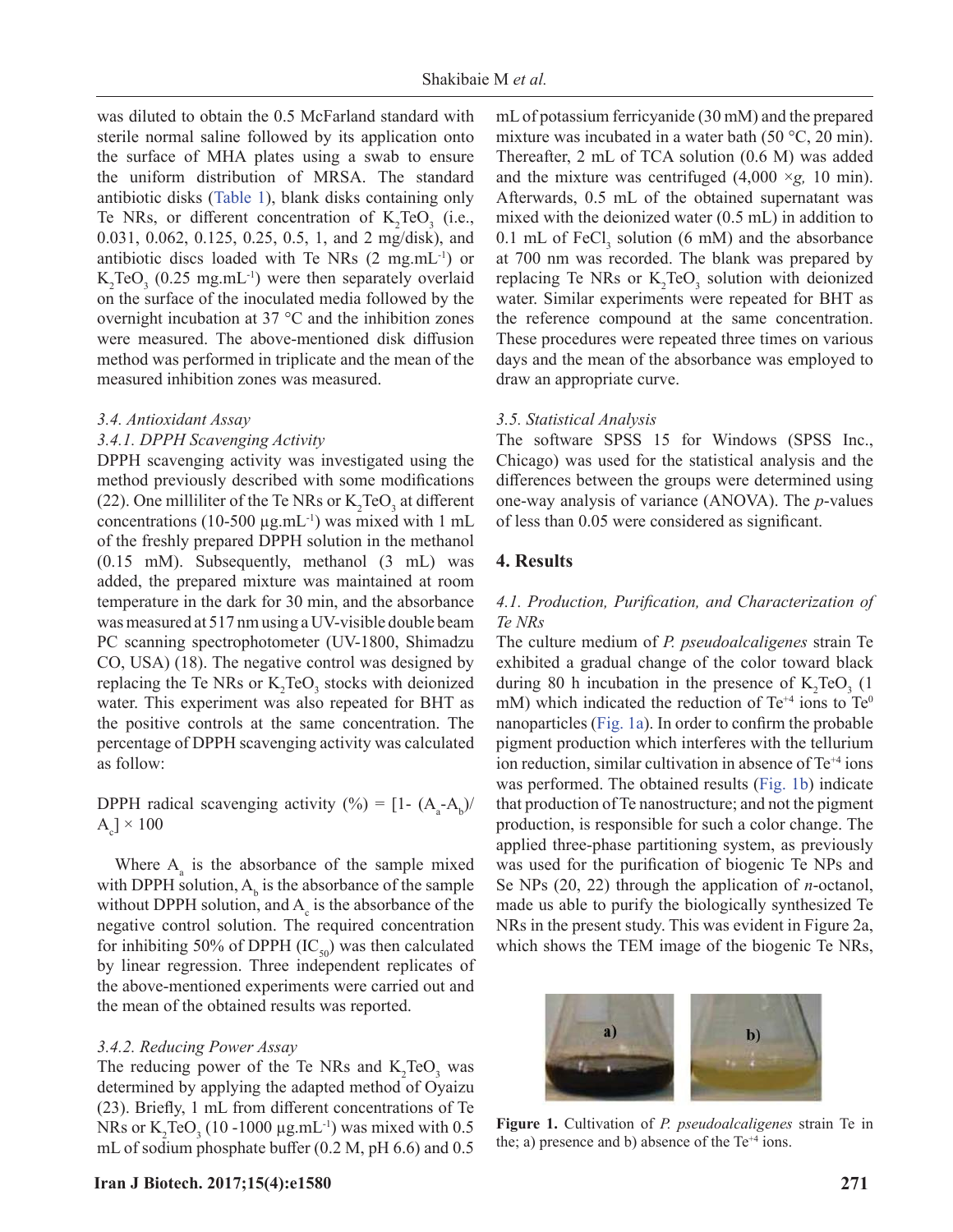was diluted to obtain the 0.5 McFarland standard with sterile normal saline followed by its application onto the surface of MHA plates using a swab to ensure the uniform distribution of MRSA. The standard antibiotic disks (Table 1), blank disks containing only Te NRs, or different concentration of $K_2TeO_3$ (i.e., 0.031, 0.062, 0.125, 0.25, 0.5, 1, and 2 mg/disk), and antibiotic discs loaded with Te NRs (2 $mg.mL^{-1}$) or $K_2TeO_3$ (0.25 $mg.mL^{-1}$) were then separately overlaid on the surface of the inoculated media followed by the overnight incubation at 37 °C and the inhibition zones were measured. The above-mentioned disk diffusion method was performed in triplicate and the mean of the measured inhibition zones was measured.

### *3.4. Antioxidant Assay*

#### *3.4.1. DPPH Scavenging Activity*

DPPH scavenging activity was investigated using the method previously described with some modifications (22). One milliliter of the Te NRs or $K_2TeO_3$ at different concentrations (10-500 $\mu g.mL^{-1}$) was mixed with 1 mL of the freshly prepared DPPH solution in the methanol (0.15 mM). Subsequently, methanol (3 mL) was added, the prepared mixture was maintained at room temperature in the dark for 30 min, and the absorbance was measured at 517 nm using a UV-visible double beam PC scanning spectrophotometer (UV-1800, Shimadzu CO, USA) (18). The negative control was designed by replacing the Te NRs or $K_2TeO_3$ stocks with deionized water. This experiment was also repeated for BHT as the positive controls at the same concentration. The percentage of DPPH scavenging activity was calculated as follow:

$$\text{DPPH radical scavenging activity (\%)} = [1 - (A_a - A_b)/A_c] \times 100$$

Where $A_a$ is the absorbance of the sample mixed with DPPH solution, $A_b$ is the absorbance of the sample without DPPH solution, and $A_c$ is the absorbance of the negative control solution. The required concentration for inhibiting 50% of DPPH ($IC_{50}$) was then calculated by linear regression. Three independent replicates of the above-mentioned experiments were carried out and the mean of the obtained results was reported.

#### *3.4.2. Reducing Power Assay*

The reducing power of the Te NRs and $K_2TeO_3$ was determined by applying the adapted method of Oyaizu (23). Briefly, 1 mL from different concentrations of Te NRs or $K_2TeO_3$ (10 -1000 $\mu g.mL^{-1}$) was mixed with 0.5 mL of sodium phosphate buffer (0.2 M, pH 6.6) and 0.5 mL of potassium ferricyanide (30 mM) and the prepared mixture was incubated in a water bath (50 °C, 20 min). Thereafter, 2 mL of TCA solution (0.6 M) was added and the mixture was centrifuged (4,000 ×*g,* 10 min). Afterwards, 0.5 mL of the obtained supernatant was mixed with the deionized water (0.5 mL) in addition to 0.1 mL of $FeCl_3$ solution (6 mM) and the absorbance at 700 nm was recorded. The blank was prepared by replacing Te NRs or $K_2TeO_3$ solution with deionized water. Similar experiments were repeated for BHT as the reference compound at the same concentration. These procedures were repeated three times on various days and the mean of the absorbance was employed to draw an appropriate curve.

### *3.5. Statistical Analysis*

The software SPSS 15 for Windows (SPSS Inc., Chicago) was used for the statistical analysis and the differences between the groups were determined using one-way analysis of variance (ANOVA). The *p*-values of less than 0.05 were considered as significant.

## 4. Results

### *4.1. Production, Purification, and Characterization of Te NRs*

The culture medium of *P. pseudoalcaligenes* strain Te exhibited a gradual change of the color toward black during 80 h incubation in the presence of $K_2TeO_3$ (1 mM) which indicated the reduction of $Te^{+4}$ ions to $Te^0$ nanoparticles (Fig. 1a). In order to confirm the probable pigment production which interferes with the tellurium ion reduction, similar cultivation in absence of $Te^{+4}$ ions was performed. The obtained results (Fig. 1b) indicate that production of Te nanostructure; and not the pigment production, is responsible for such a color change. The applied three-phase partitioning system, as previously was used for the purification of biogenic Te NPs and Se NPs (20, 22) through the application of *n*-octanol, made us able to purify the biologically synthesized Te NRs in the present study. This was evident in Figure 2a, which shows the TEM image of the biogenic Te NRs,

a)

b)

**Figure 1.** Cultivation of *P. pseudoalcaligenes* strain Te in the; a) presence and b) absence of the $Te^{+4}$ ions.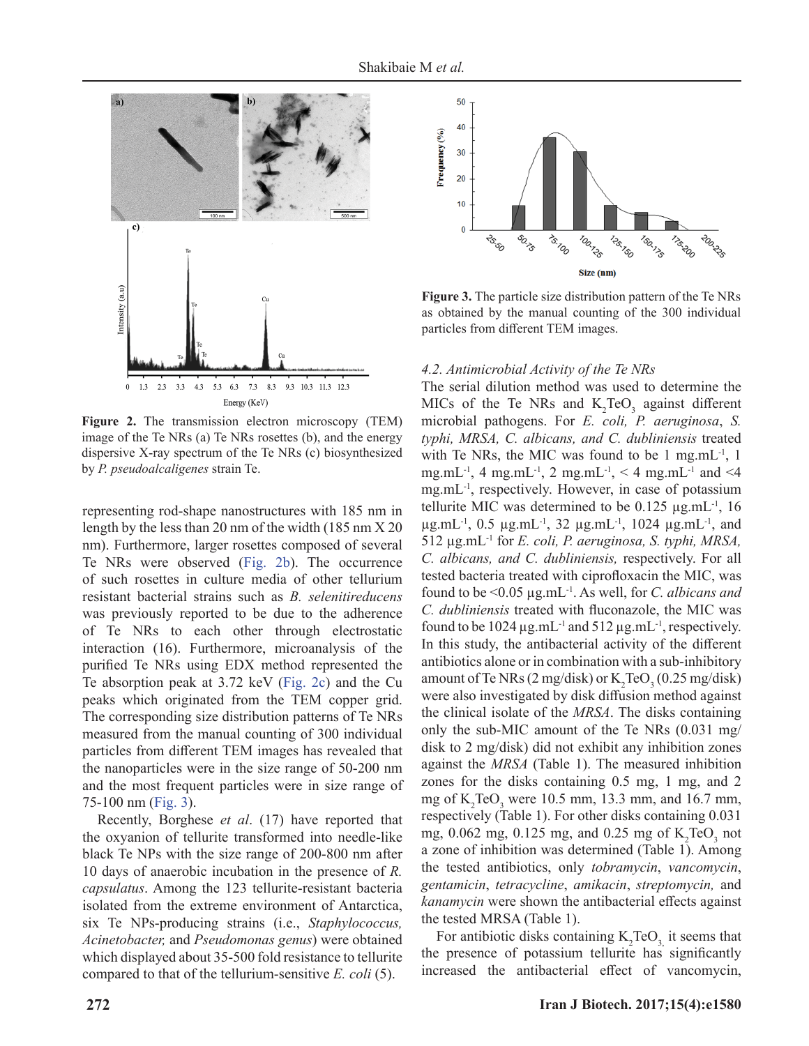a)

b)

c)

Te

Te

Te

Te

Te

Cu

Cu

Intensity (a.u)

0 1.3 2.3 3.3 4.3 5.3 6.3 7.3 8.3 9.3 10.3 11.3 12.3

Energy (KeV)

**Figure 2.** The transmission electron microscopy (TEM) image of the Te NRs (a) Te NRs rosettes (b), and the energy dispersive X-ray spectrum of the Te NRs (c) biosynthesized by *P. pseudoalcaligenes* strain Te.

representing rod-shape nanostructures with 185 nm in length by the less than 20 nm of the width (185 nm X 20 nm). Furthermore, larger rosettes composed of several Te NRs were observed (Fig. 2b). The occurrence of such rosettes in culture media of other tellurium resistant bacterial strains such as *B. selenitireducens* was previously reported to be due to the adherence of Te NRs to each other through electrostatic interaction (16). Furthermore, microanalysis of the purified Te NRs using EDX method represented the Te absorption peak at 3.72 keV (Fig. 2c) and the Cu peaks which originated from the TEM copper grid. The corresponding size distribution patterns of Te NRs measured from the manual counting of 300 individual particles from different TEM images has revealed that the nanoparticles were in the size range of 50-200 nm and the most frequent particles were in size range of 75-100 nm (Fig. 3).

Recently, Borghese *et al*. (17) have reported that the oxyanion of tellurite transformed into needle-like black Te NPs with the size range of 200-800 nm after 10 days of anaerobic incubation in the presence of *R. capsulatus*. Among the 123 tellurite-resistant bacteria isolated from the extreme environment of Antarctica, six Te NPs-producing strains (i.e., *Staphylococcus, Acinetobacter,* and *Pseudomonas genus*) were obtained which displayed about 35-500 fold resistance to tellurite compared to that of the tellurium-sensitive *E. coli* (5).

Frequency (%)

0 10 20 30 40 50

25-50 50-75 75-100 100-125 125-150 150-175 175-200 200-225

Size (nm)

**Figure 3.** The particle size distribution pattern of the Te NRs as obtained by the manual counting of the 300 individual particles from different TEM images.

### *4.2. Antimicrobial Activity of the Te NRs*

The serial dilution method was used to determine the MICs of the Te NRs and $K_2TeO_3$ against different microbial pathogens. For *E. coli, P. aeruginosa*, *S. typhi, MRSA, C. albicans, and C. dubliniensis* treated with the Te NRs, the MIC was found to be 1 $mg.mL^{-1}$, 1 $mg.mL^{-1}$, 4 $mg.mL^{-1}$, 2 $mg.mL^{-1}$, < 4 $mg.mL^{-1}$ and <4 $mg.mL^{-1}$, respectively. However, in case of potassium tellurite MIC was determined to be 0.125 $\mu g.mL^{-1}$, 16 $\mu g.mL^{-1}$, 0.5 $\mu g.mL^{-1}$, 32 $\mu g.mL^{-1}$, 1024 $\mu g.mL^{-1}$, and 512 $\mu g.mL^{-1}$ for *E. coli, P. aeruginosa, S. typhi, MRSA, C. albicans, and C. dubliniensis,* respectively. For all tested bacteria treated with ciprofloxacin the MIC, was found to be <0.05 $\mu g.mL^{-1}$. As well, for *C. albicans and C. dubliniensis* treated with fluconazole, the MIC was found to be 1024 $\mu g.mL^{-1}$ and 512 $\mu g.mL^{-1}$, respectively. In this study, the antibacterial activity of the different antibiotics alone or in combination with a sub-inhibitory amount of Te NRs (2 mg/disk) or $K_2TeO_3$ (0.25 mg/disk) were also investigated by disk diffusion method against the clinical isolate of the *MRSA*. The disks containing only the sub-MIC amount of the Te NRs (0.031 mg/disk to 2 mg/disk) did not exhibit any inhibition zones against the *MRSA* (Table 1). The measured inhibition zones for the disks containing 0.5 mg, 1 mg, and 2 mg of $K_2TeO_3$ were 10.5 mm, 13.3 mm, and 16.7 mm, respectively (Table 1). For other disks containing 0.031 mg, 0.062 mg, 0.125 mg, and 0.25 mg of $K_2TeO_3$ not a zone of inhibition was determined (Table 1). Among the tested antibiotics, only *tobramycin*, *vancomycin*, *gentamicin*, *tetracycline*, *amikacin*, *streptomycin,* and *kanamycin* were shown the antibacterial effects against the tested MRSA (Table 1).

For antibiotic disks containing $K_2TeO_3$, it seems that the presence of potassium tellurite has significantly increased the antibacterial effect of vancomycin,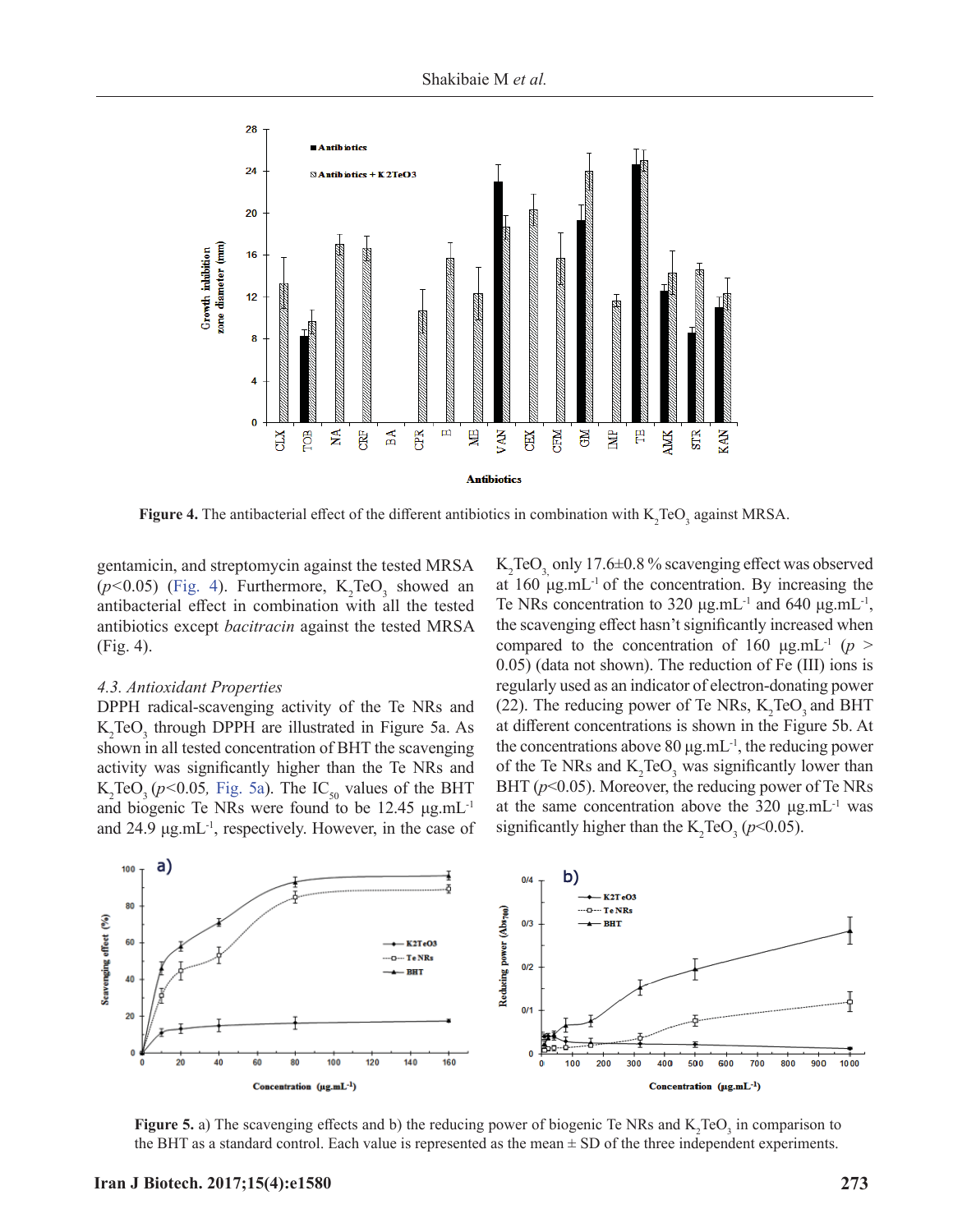28

24

20

16

12

8

4

0

Growth inhibition zone diameter (mm)

■ Antibiotics

▨ Antibiotics + K2TeO3

CLX TOB NA CRF BA CPR E ME VAN CEX CFM GM IMP TE AMK STR KAN

Antibiotics

**Figure 4.** The antibacterial effect of the different antibiotics in combination with $K_2TeO_3$ against MRSA.

gentamicin, and streptomycin against the tested MRSA ($p<0.05$) (Fig. 4). Furthermore, $K_2TeO_3$ showed an antibacterial effect in combination with all the tested antibiotics except *bacitracin* against the tested MRSA (Fig. 4).

*4.3. Antioxidant Properties*

DPPH radical-scavenging activity of the Te NRs and $K_2TeO_3$ through DPPH are illustrated in Figure 5a. As shown in all tested concentration of BHT the scavenging activity was significantly higher than the Te NRs and $K_2TeO_3$ ($p<0.05$, Fig. 5a). The $IC_{50}$ values of the BHT and biogenic Te NRs were found to be 12.45 μg.mL$^{-1}$ and 24.9 μg.mL$^{-1}$, respectively. However, in the case of $K_2TeO_3$, only 17.6±0.8 % scavenging effect was observed at 160 μg.mL$^{-1}$ of the concentration. By increasing the Te NRs concentration to 320 μg.mL$^{-1}$ and 640 μg.mL$^{-1}$, the scavenging effect hasn't significantly increased when compared to the concentration of 160 μg.mL$^{-1}$ ($p > 0.05$) (data not shown). The reduction of Fe (III) ions is regularly used as an indicator of electron-donating power (22). The reducing power of Te NRs, $K_2TeO_3$ and BHT at different concentrations is shown in the Figure 5b. At the concentrations above 80 μg.mL$^{-1}$, the reducing power of the Te NRs and $K_2TeO_3$ was significantly lower than BHT ($p<0.05$). Moreover, the reducing power of Te NRs at the same concentration above the 320 μg.mL$^{-1}$ was significantly higher than the $K_2TeO_3$ ($p<0.05$).

a)

Scavenging effect (%)

100 80 60 40 20 0

0 20 40 60 80 100 120 140 160

Concentration (μg.mL$^{-1}$)

K2TeO3
Te NRs
BHT

b)

Reducing power (Abs700)

0/4 0/3 0/2 0/1 0

0 100 200 300 400 500 600 700 800 900 1000

Concentration (μg.mL$^{-1}$)

K2TeO3
Te NRs
BHT

**Figure 5.** a) The scavenging effects and b) the reducing power of biogenic Te NRs and $K_2TeO_3$ in comparison to the BHT as a standard control. Each value is represented as the mean ± SD of the three independent experiments.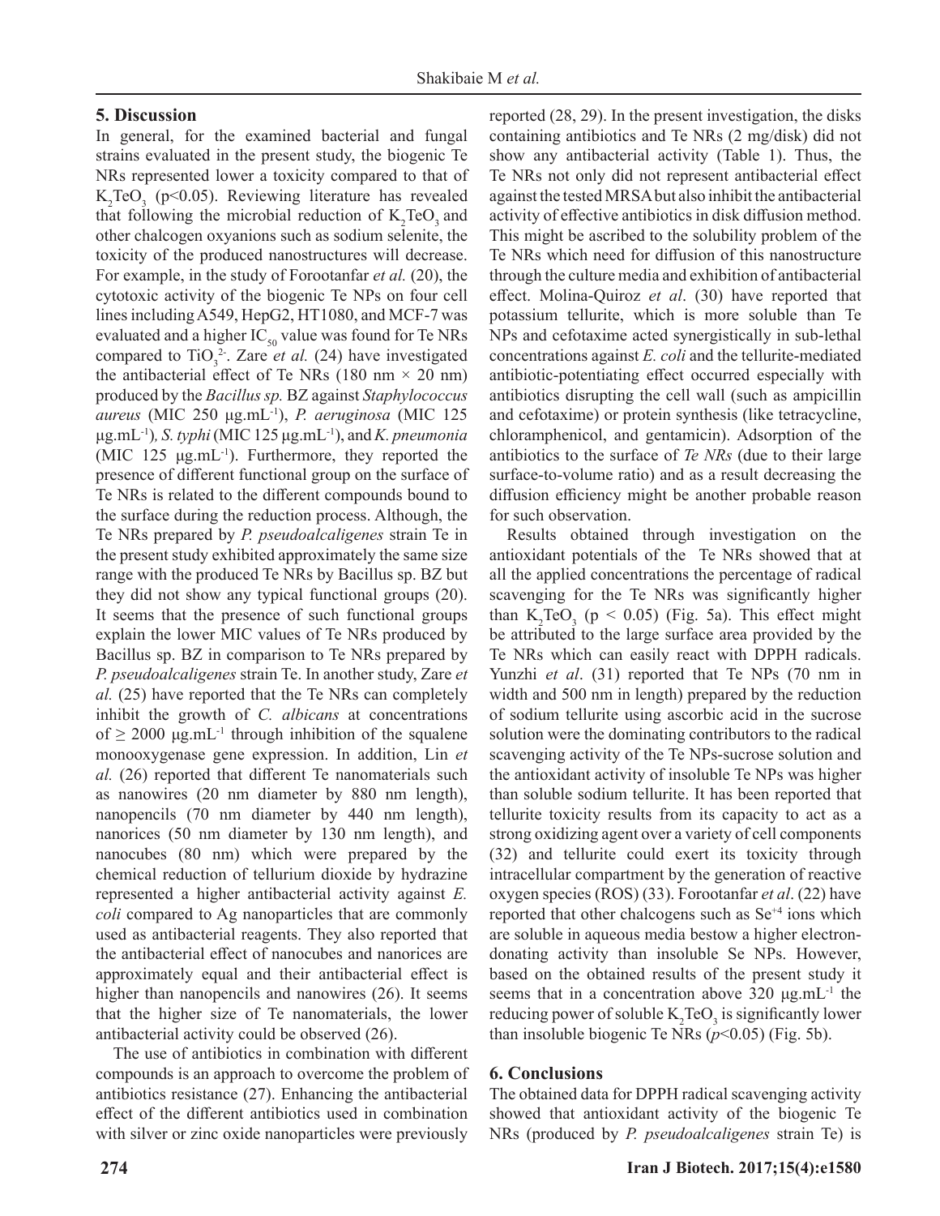## 5. Discussion

In general, for the examined bacterial and fungal strains evaluated in the present study, the biogenic Te NRs represented lower a toxicity compared to that of $K_2TeO_3$ ($p<0.05$). Reviewing literature has revealed that following the microbial reduction of $K_2TeO_3$ and other chalcogen oxyanions such as sodium selenite, the toxicity of the produced nanostructures will decrease. For example, in the study of Forootanfar *et al.* (20), the cytotoxic activity of the biogenic Te NPs on four cell lines including A549, HepG2, HT1080, and MCF-7 was evaluated and a higher $IC_{50}$ value was found for Te NRs compared to $TiO_3^{2-}$. Zare *et al.* (24) have investigated the antibacterial effect of Te NRs (180 nm × 20 nm) produced by the *Bacillus sp.* BZ against *Staphylococcus aureus* (MIC 250 μg.mL$^{-1}$), *P. aeruginosa* (MIC 125 μg.mL$^{-1}$), *S. typhi* (MIC 125 μg.mL$^{-1}$), and *K. pneumonia* (MIC 125 μg.mL$^{-1}$). Furthermore, they reported the presence of different functional group on the surface of Te NRs is related to the different compounds bound to the surface during the reduction process. Although, the Te NRs prepared by *P. pseudoalcaligenes* strain Te in the present study exhibited approximately the same size range with the produced Te NRs by Bacillus sp. BZ but they did not show any typical functional groups (20). It seems that the presence of such functional groups explain the lower MIC values of Te NRs produced by Bacillus sp. BZ in comparison to Te NRs prepared by *P. pseudoalcaligenes* strain Te. In another study, Zare *et al.* (25) have reported that the Te NRs can completely inhibit the growth of *C. albicans* at concentrations of ≥ 2000 μg.mL$^{-1}$ through inhibition of the squalene monooxygenase gene expression. In addition, Lin *et al.* (26) reported that different Te nanomaterials such as nanowires (20 nm diameter by 880 nm length), nanopencils (70 nm diameter by 440 nm length), nanorices (50 nm diameter by 130 nm length), and nanocubes (80 nm) which were prepared by the chemical reduction of tellurium dioxide by hydrazine represented a higher antibacterial activity against *E. coli* compared to Ag nanoparticles that are commonly used as antibacterial reagents. They also reported that the antibacterial effect of nanocubes and nanorices are approximately equal and their antibacterial effect is higher than nanopencils and nanowires (26). It seems that the higher size of Te nanomaterials, the lower antibacterial activity could be observed (26).

The use of antibiotics in combination with different compounds is an approach to overcome the problem of antibiotics resistance (27). Enhancing the antibacterial effect of the different antibiotics used in combination with silver or zinc oxide nanoparticles were previously reported (28, 29). In the present investigation, the disks containing antibiotics and Te NRs (2 mg/disk) did not show any antibacterial activity (Table 1). Thus, the Te NRs not only did not represent antibacterial effect against the tested MRSA but also inhibit the antibacterial activity of effective antibiotics in disk diffusion method. This might be ascribed to the solubility problem of the Te NRs which need for diffusion of this nanostructure through the culture media and exhibition of antibacterial effect. Molina-Quiroz *et al*. (30) have reported that potassium tellurite, which is more soluble than Te NPs and cefotaxime acted synergistically in sub-lethal concentrations against *E. coli* and the tellurite-mediated antibiotic-potentiating effect occurred especially with antibiotics disrupting the cell wall (such as ampicillin and cefotaxime) or protein synthesis (like tetracycline, chloramphenicol, and gentamicin). Adsorption of the antibiotics to the surface of *Te NRs* (due to their large surface-to-volume ratio) and as a result decreasing the diffusion efficiency might be another probable reason for such observation.

Results obtained through investigation on the antioxidant potentials of the Te NRs showed that at all the applied concentrations the percentage of radical scavenging for the Te NRs was significantly higher than $K_2TeO_3$ ($p < 0.05$) (Fig. 5a). This effect might be attributed to the large surface area provided by the Te NRs which can easily react with DPPH radicals. Yunzhi *et al*. (31) reported that Te NPs (70 nm in width and 500 nm in length) prepared by the reduction of sodium tellurite using ascorbic acid in the sucrose solution were the dominating contributors to the radical scavenging activity of the Te NPs-sucrose solution and the antioxidant activity of insoluble Te NPs was higher than soluble sodium tellurite. It has been reported that tellurite toxicity results from its capacity to act as a strong oxidizing agent over a variety of cell components (32) and tellurite could exert its toxicity through intracellular compartment by the generation of reactive oxygen species (ROS) (33). Forootanfar *et al*. (22) have reported that other chalcogens such as $Se^{+4}$ ions which are soluble in aqueous media bestow a higher electron-donating activity than insoluble Se NPs. However, based on the obtained results of the present study it seems that in a concentration above 320 μg.mL$^{-1}$ the reducing power of soluble $K_2TeO_3$ is significantly lower than insoluble biogenic Te NRs ($p<0.05$) (Fig. 5b).

## 6. Conclusions

The obtained data for DPPH radical scavenging activity showed that antioxidant activity of the biogenic Te NRs (produced by *P. pseudoalcaligenes* strain Te) is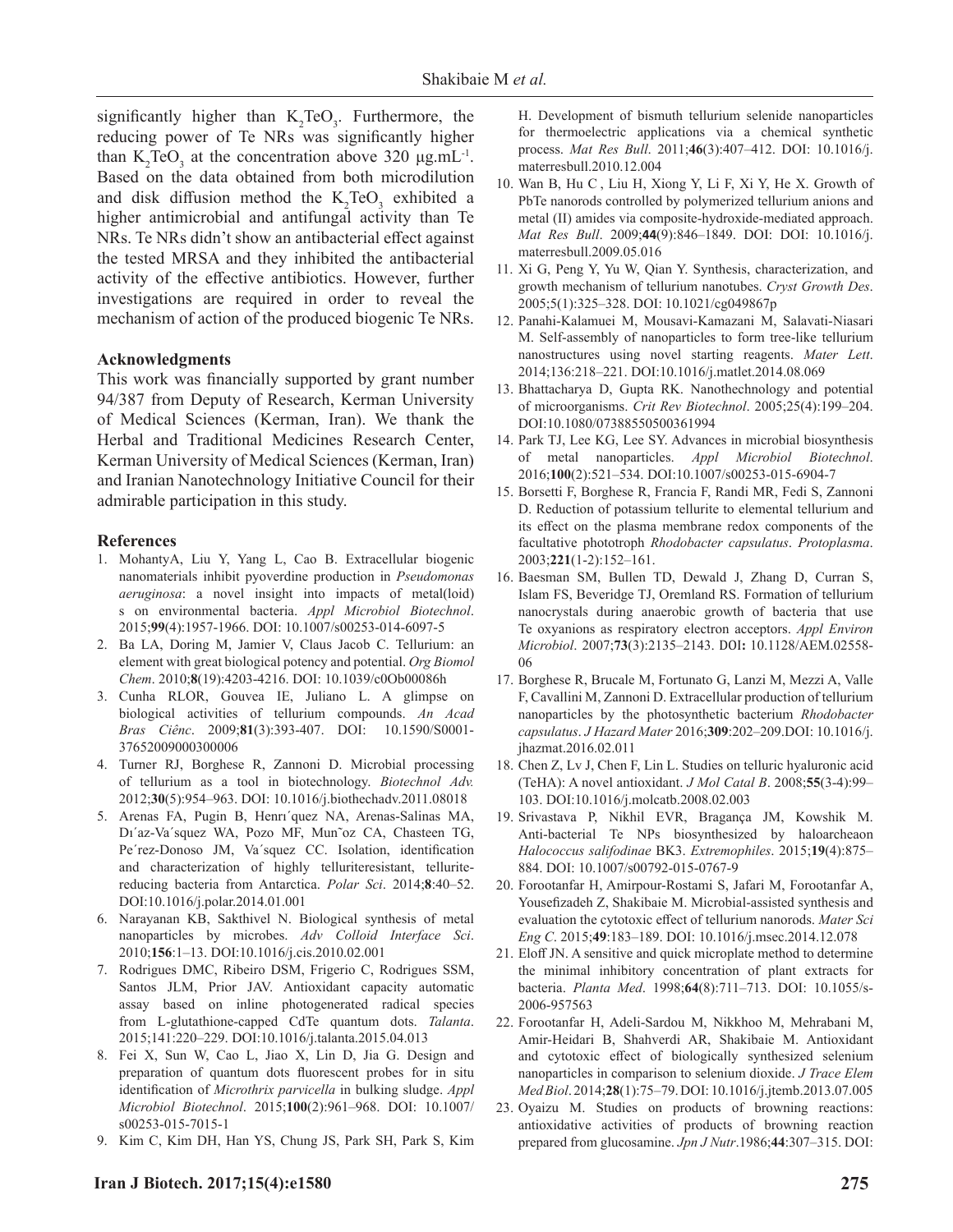significantly higher than $K_2TeO_3$. Furthermore, the reducing power of Te NRs was significantly higher than $K_2TeO_3$ at the concentration above 320 μg.mL$^{-1}$. Based on the data obtained from both microdilution and disk diffusion method the $K_2TeO_3$ exhibited a higher antimicrobial and antifungal activity than Te NRs. Te NRs didn't show an antibacterial effect against the tested MRSA and they inhibited the antibacterial activity of the effective antibiotics. However, further investigations are required in order to reveal the mechanism of action of the produced biogenic Te NRs.

### Acknowledgments

This work was financially supported by grant number 94/387 from Deputy of Research, Kerman University of Medical Sciences (Kerman, Iran). We thank the Herbal and Traditional Medicines Research Center, Kerman University of Medical Sciences (Kerman, Iran) and Iranian Nanotechnology Initiative Council for their admirable participation in this study.

### References

1. MohantyA, Liu Y, Yang L, Cao B. Extracellular biogenic nanomaterials inhibit pyoverdine production in *Pseudomonas aeruginosa*: a novel insight into impacts of metal(loid) s on environmental bacteria. *Appl Microbiol Biotechnol*. 2015;**99**(4):1957-1966. DOI: 10.1007/s00253-014-6097-5
2. Ba LA, Doring M, Jamier V, Claus Jacob C. Tellurium: an element with great biological potency and potential. *Org Biomol Chem*. 2010;**8**(19):4203-4216. DOI: 10.1039/c0Ob00086h
3. Cunha RLOR, Gouvea IE, Juliano L. A glimpse on biological activities of tellurium compounds. *An Acad Bras Ciênc*. 2009;**81**(3):393-407. DOI: 10.1590/S0001-37652009000300006
4. Turner RJ, Borghese R, Zannoni D. Microbial processing of tellurium as a tool in biotechnology. *Biotechnol Adv.* 2012;**30**(5):954–963. DOI: 10.1016/j.biothechadv.2011.08018
5. Arenas FA, Pugin B, Henrı´quez NA, Arenas-Salinas MA, Dı´az-Va´squez WA, Pozo MF, Mun˜oz CA, Chasteen TG, Pe´rez-Donoso JM, Va´squez CC. Isolation, identification and characterization of highly telluriteresistant, tellurite-reducing bacteria from Antarctica. *Polar Sci*. 2014;**8**:40–52. DOI:10.1016/j.polar.2014.01.001
6. Narayanan KB, Sakthivel N. Biological synthesis of metal nanoparticles by microbes. *Adv Colloid Interface Sci*. 2010;**156**:1–13. DOI:10.1016/j.cis.2010.02.001
7. Rodrigues DMC, Ribeiro DSM, Frigerio C, Rodrigues SSM, Santos JLM, Prior JAV. Antioxidant capacity automatic assay based on inline photogenerated radical species from L-glutathione-capped CdTe quantum dots. *Talanta*. 2015;141:220–229. DOI:10.1016/j.talanta.2015.04.013
8. Fei X, Sun W, Cao L, Jiao X, Lin D, Jia G. Design and preparation of quantum dots fluorescent probes for in situ identification of *Microthrix parvicella* in bulking sludge. *Appl Microbiol Biotechnol*. 2015;**100**(2):961–968. DOI: 10.1007/s00253-015-7015-1
9. Kim C, Kim DH, Han YS, Chung JS, Park SH, Park S, Kim H. Development of bismuth tellurium selenide nanoparticles for thermoelectric applications via a chemical synthetic process. *Mat Res Bull*. 2011;**46**(3):407–412. DOI: 10.1016/j.materresbull.2010.12.004
10. Wan B, Hu C , Liu H, Xiong Y, Li F, Xi Y, He X. Growth of PbTe nanorods controlled by polymerized tellurium anions and metal (II) amides via composite-hydroxide-mediated approach. *Mat Res Bull*. 2009;**44**(9):846–1849. DOI: DOI: 10.1016/j.materresbull.2009.05.016
11. Xi G, Peng Y, Yu W, Qian Y. Synthesis, characterization, and growth mechanism of tellurium nanotubes. *Cryst Growth Des*. 2005;5(1):325–328. DOI: 10.1021/cg049867p
12. Panahi-Kalamuei M, Mousavi-Kamazani M, Salavati-Niasari M. Self-assembly of nanoparticles to form tree-like tellurium nanostructures using novel starting reagents. *Mater Lett*. 2014;136:218–221. DOI:10.1016/j.matlet.2014.08.069
13. Bhattacharya D, Gupta RK. Nanothechnology and potential of microorganisms. *Crit Rev Biotechnol*. 2005;25(4):199–204. DOI:10.1080/07388550500361994
14. Park TJ, Lee KG, Lee SY. Advances in microbial biosynthesis of metal nanoparticles. *Appl Microbiol Biotechnol*. 2016;**100**(2):521–534. DOI:10.1007/s00253-015-6904-7
15. Borsetti F, Borghese R, Francia F, Randi MR, Fedi S, Zannoni D. Reduction of potassium tellurite to elemental tellurium and its effect on the plasma membrane redox components of the facultative phototroph *Rhodobacter capsulatus*. *Protoplasma*. 2003;**221**(1-2):152–161.
16. Baesman SM, Bullen TD, Dewald J, Zhang D, Curran S, Islam FS, Beveridge TJ, Oremland RS. Formation of tellurium nanocrystals during anaerobic growth of bacteria that use Te oxyanions as respiratory electron acceptors. *Appl Environ Microbiol*. 2007;**73**(3):2135–2143. D**OI:** 10.1128/AEM.02558-06
17. Borghese R, Brucale M, Fortunato G, Lanzi M, Mezzi A, Valle F, Cavallini M, Zannoni D. Extracellular production of tellurium nanoparticles by the photosynthetic bacterium *Rhodobacter capsulatus*. *J Hazard Mater* 2016;**309**:202–209.DOI: 10.1016/j.jhazmat.2016.02.011
18. Chen Z, Lv J, Chen F, Lin L. Studies on telluric hyaluronic acid (TeHA): A novel antioxidant. *J Mol Catal B*. 2008;**55**(3-4):99–103. DOI:10.1016/j.molcatb.2008.02.003
19. Srivastava P, Nikhil EVR, Bragança JM, Kowshik M. Anti-bacterial Te NPs biosynthesized by haloarcheaon *Halococcus salifodinae* BK3. *Extremophiles*. 2015;**19**(4):875–884. DOI: 10.1007/s00792-015-0767-9
20. Forootanfar H, Amirpour-Rostami S, Jafari M, Forootanfar A, Yousefizadeh Z, Shakibaie M. Microbial-assisted synthesis and evaluation the cytotoxic effect of tellurium nanorods. *Mater Sci Eng C*. 2015;**49**:183–189. DOI: 10.1016/j.msec.2014.12.078
21. Eloff JN. A sensitive and quick microplate method to determine the minimal inhibitory concentration of plant extracts for bacteria. *Planta Med*. 1998;**64**(8):711–713. DOI: 10.1055/s-2006-957563
22. Forootanfar H, Adeli-Sardou M, Nikkhoo M, Mehrabani M, Amir-Heidari B, Shahverdi AR, Shakibaie M. Antioxidant and cytotoxic effect of biologically synthesized selenium nanoparticles in comparison to selenium dioxide. *J Trace Elem Med Biol*. 2014;**28**(1):75–79. DOI: 10.1016/j.jtemb.2013.07.005
23. Oyaizu M. Studies on products of browning reactions: antioxidative activities of products of browning reaction prepared from glucosamine. *Jpn J Nutr*.1986;**44**:307–315. DOI: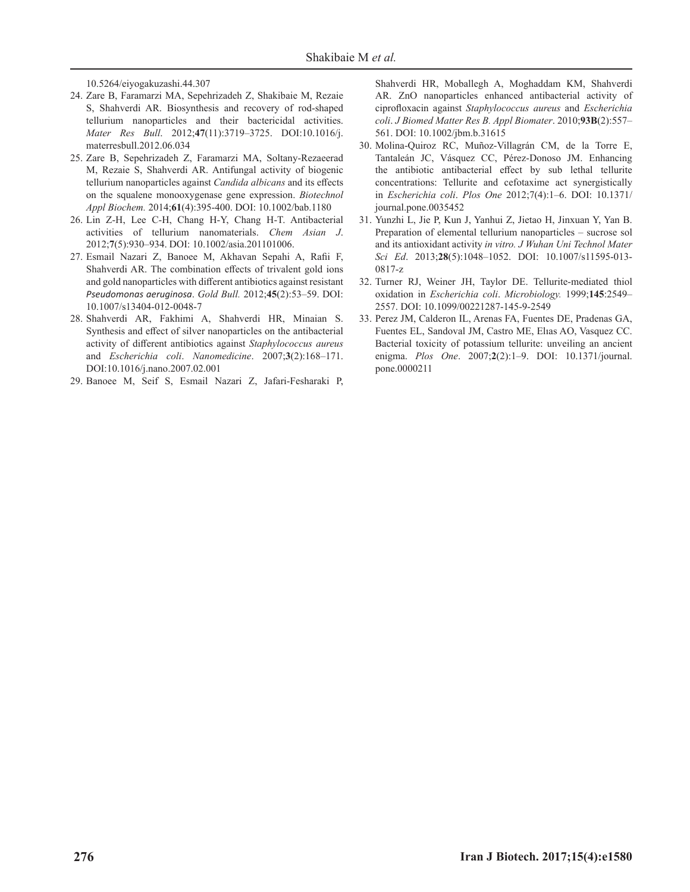10.5264/eiyogakuzashi.44.307

24. Zare B, Faramarzi MA, Sepehrizadeh Z, Shakibaie M, Rezaie S, Shahverdi AR. Biosynthesis and recovery of rod-shaped tellurium nanoparticles and their bactericidal activities. *Mater Res Bull*. 2012;**47**(11):3719–3725. DOI:10.1016/j.materresbull.2012.06.034
25. Zare B, Sepehrizadeh Z, Faramarzi MA, Soltany-Rezaeerad M, Rezaie S, Shahverdi AR. Antifungal activity of biogenic tellurium nanoparticles against *Candida albicans* and its effects on the squalene monooxygenase gene expression. *Biotechnol Appl Biochem.* 2014;**61**(4):395-400. DOI: 10.1002/bab.1180
26. Lin Z-H, Lee C-H, Chang H-Y, Chang H-T. Antibacterial activities of tellurium nanomaterials. *Chem Asian J*. 2012;**7**(5):930–934. DOI: 10.1002/asia.201101006.
27. Esmail Nazari Z, Banoee M, Akhavan Sepahi A, Rafii F, Shahverdi AR. The combination effects of trivalent gold ions and gold nanoparticles with different antibiotics against resistant *Pseudomonas aeruginosa*. *Gold Bull.* 2012;**45**(2):53–59. DOI: 10.1007/s13404-012-0048-7
28. Shahverdi AR, Fakhimi A, Shahverdi HR, Minaian S. Synthesis and effect of silver nanoparticles on the antibacterial activity of different antibiotics against *Staphylococcus aureus* and *Escherichia coli*. *Nanomedicine*. 2007;**3**(2):168–171. DOI:10.1016/j.nano.2007.02.001
29. Banoee M, Seif S, Esmail Nazari Z, Jafari-Fesharaki P, Shahverdi HR, Moballegh A, Moghaddam KM, Shahverdi AR. ZnO nanoparticles enhanced antibacterial activity of ciprofloxacin against *Staphylococcus aureus* and *Escherichia coli*. *J Biomed Matter Res B. Appl Biomater*. 2010;**93B**(2):557–561. DOI: 10.1002/jbm.b.31615
30. Molina-Quiroz RC, Muñoz-Villagrán CM, de la Torre E, Tantaleán JC, Vásquez CC, Pérez-Donoso JM. Enhancing the antibiotic antibacterial effect by sub lethal tellurite concentrations: Tellurite and cefotaxime act synergistically in *Escherichia coli*. *Plos One* 2012;7(4):1–6. DOI: 10.1371/journal.pone.0035452
31. Yunzhi L, Jie P, Kun J, Yanhui Z, Jietao H, Jinxuan Y, Yan B. Preparation of elemental tellurium nanoparticles – sucrose sol and its antioxidant activity *in vitro. J Wuhan Uni Technol Mater Sci Ed*. 2013;**28**(5):1048–1052. DOI: 10.1007/s11595-013-0817-z
32. Turner RJ, Weiner JH, Taylor DE. Tellurite-mediated thiol oxidation in *Escherichia coli*. *Microbiology.* 1999;**145**:2549–2557. DOI: 10.1099/00221287-145-9-2549
33. Perez JM, Calderon IL, Arenas FA, Fuentes DE, Pradenas GA, Fuentes EL, Sandoval JM, Castro ME, Elıas AO, Vasquez CC. Bacterial toxicity of potassium tellurite: unveiling an ancient enigma. *Plos One*. 2007;**2**(2):1–9. DOI: 10.1371/journal.pone.0000211